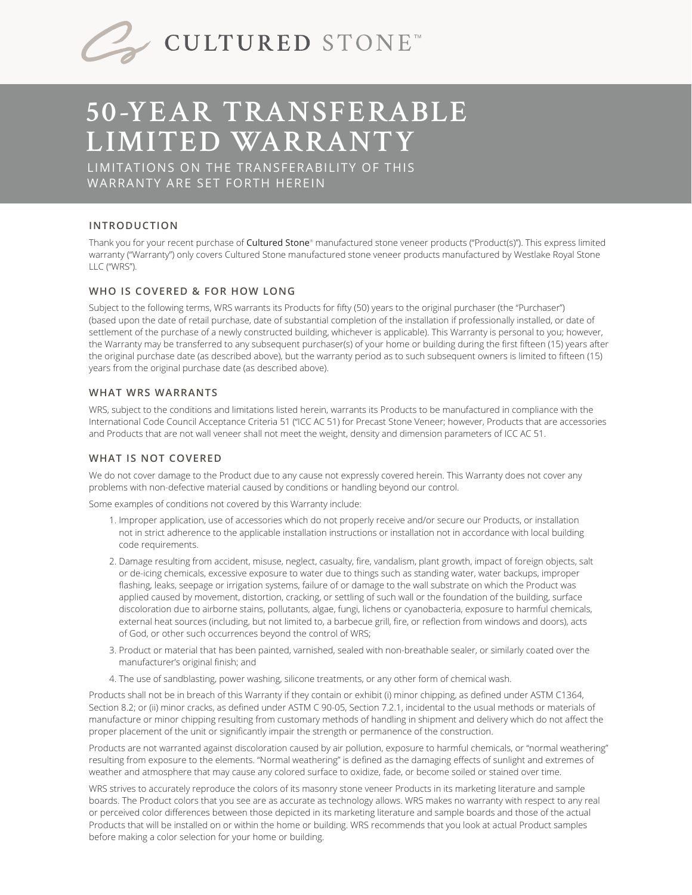CULTURED STONE™

# 50-YEAR TRANSFERABLE LIMITED WARRANTY

LIMITATIONS ON THE TRANSFERABILITY OF THIS WARRANTY ARE SET FORTH HEREIN

## INTRODUCTION

Thank you for your recent purchase of **Cultured Stone**® manufactured stone veneer products ("Product(s)"). This express limited warranty ("Warranty") only covers Cultured Stone manufactured stone veneer products manufactured by Westlake Royal Stone LLC ("WRS").

## WHO IS COVERED & FOR HOW LONG

Subject to the following terms, WRS warrants its Products for fifty (50) years to the original purchaser (the "Purchaser") (based upon the date of retail purchase, date of substantial completion of the installation if professionally installed, or date of settlement of the purchase of a newly constructed building, whichever is applicable). This Warranty is personal to you; however, the Warranty may be transferred to any subsequent purchaser(s) of your home or building during the first fifteen (15) years after the original purchase date (as described above), but the warranty period as to such subsequent owners is limited to fifteen (15) years from the original purchase date (as described above).

## WHAT WRS WARRANTS

WRS, subject to the conditions and limitations listed herein, warrants its Products to be manufactured in compliance with the International Code Council Acceptance Criteria 51 ("ICC AC 51) for Precast Stone Veneer; however, Products that are accessories and Products that are not wall veneer shall not meet the weight, density and dimension parameters of ICC AC 51.

## WHAT IS NOT COVERED

We do not cover damage to the Product due to any cause not expressly covered herein. This Warranty does not cover any problems with non-defective material caused by conditions or handling beyond our control.

Some examples of conditions not covered by this Warranty include:

1. Improper application, use of accessories which do not properly receive and/or secure our Products, or installation not in strict adherence to the applicable installation instructions or installation not in accordance with local building code requirements.
2. Damage resulting from accident, misuse, neglect, casualty, fire, vandalism, plant growth, impact of foreign objects, salt or de-icing chemicals, excessive exposure to water due to things such as standing water, water backups, improper flashing, leaks, seepage or irrigation systems, failure of or damage to the wall substrate on which the Product was applied caused by movement, distortion, cracking, or settling of such wall or the foundation of the building, surface discoloration due to airborne stains, pollutants, algae, fungi, lichens or cyanobacteria, exposure to harmful chemicals, external heat sources (including, but not limited to, a barbecue grill, fire, or reflection from windows and doors), acts of God, or other such occurrences beyond the control of WRS;
3. Product or material that has been painted, varnished, sealed with non-breathable sealer, or similarly coated over the manufacturer's original finish; and
4. The use of sandblasting, power washing, silicone treatments, or any other form of chemical wash.

Products shall not be in breach of this Warranty if they contain or exhibit (i) minor chipping, as defined under ASTM C1364, Section 8.2; or (ii) minor cracks, as defined under ASTM C 90-05, Section 7.2.1, incidental to the usual methods or materials of manufacture or minor chipping resulting from customary methods of handling in shipment and delivery which do not affect the proper placement of the unit or significantly impair the strength or permanence of the construction.

Products are not warranted against discoloration caused by air pollution, exposure to harmful chemicals, or "normal weathering" resulting from exposure to the elements. "Normal weathering" is defined as the damaging effects of sunlight and extremes of weather and atmosphere that may cause any colored surface to oxidize, fade, or become soiled or stained over time.

WRS strives to accurately reproduce the colors of its masonry stone veneer Products in its marketing literature and sample boards. The Product colors that you see are as accurate as technology allows. WRS makes no warranty with respect to any real or perceived color differences between those depicted in its marketing literature and sample boards and those of the actual Products that will be installed on or within the home or building. WRS recommends that you look at actual Product samples before making a color selection for your home or building.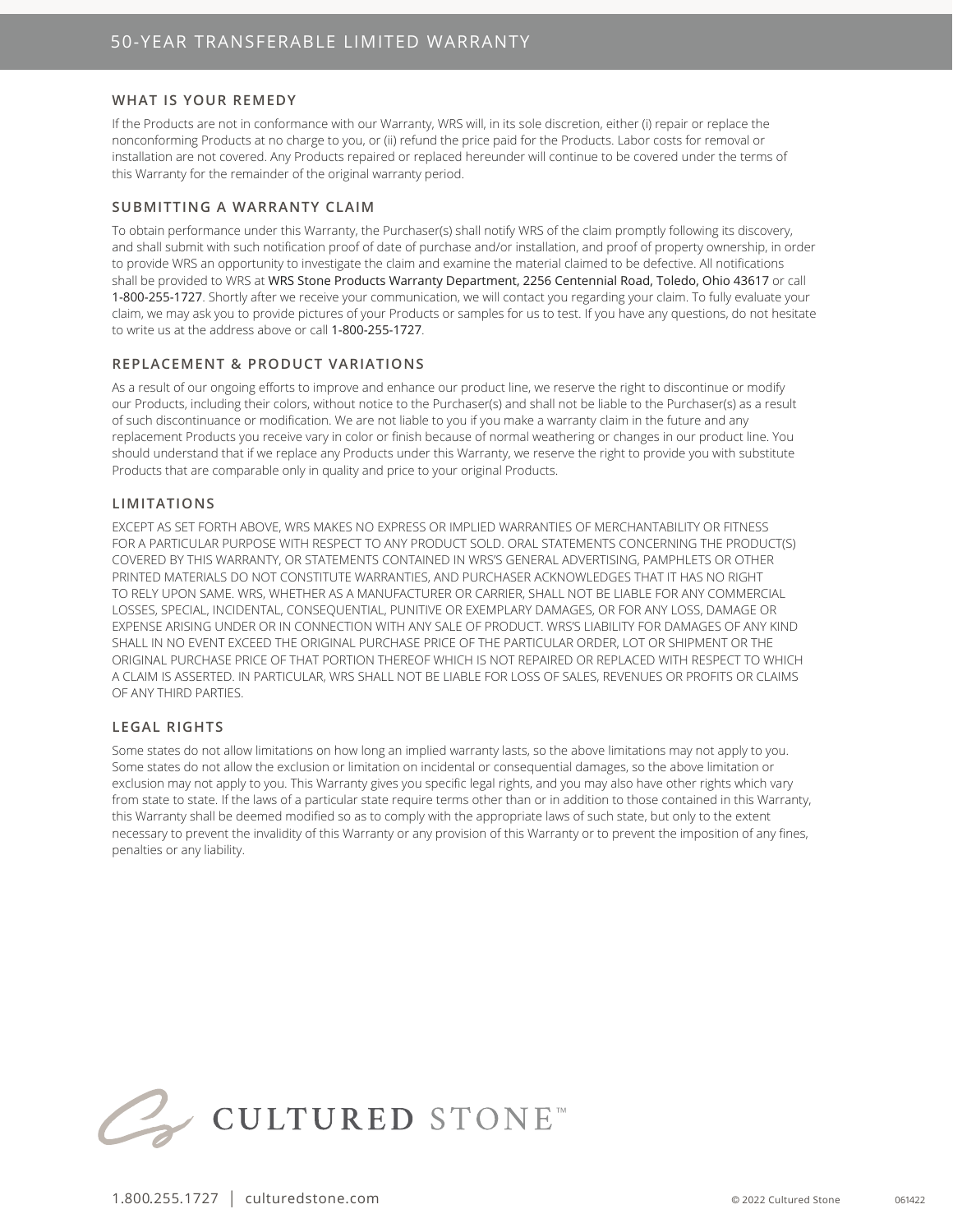# 50-YEAR TRANSFERABLE LIMITED WARRANTY

## WHAT IS YOUR REMEDY

If the Products are not in conformance with our Warranty, WRS will, in its sole discretion, either (i) repair or replace the nonconforming Products at no charge to you, or (ii) refund the price paid for the Products. Labor costs for removal or installation are not covered. Any Products repaired or replaced hereunder will continue to be covered under the terms of this Warranty for the remainder of the original warranty period.

## SUBMITTING A WARRANTY CLAIM

To obtain performance under this Warranty, the Purchaser(s) shall notify WRS of the claim promptly following its discovery, and shall submit with such notification proof of date of purchase and/or installation, and proof of property ownership, in order to provide WRS an opportunity to investigate the claim and examine the material claimed to be defective. All notifications shall be provided to WRS at WRS Stone Products Warranty Department, 2256 Centennial Road, Toledo, Ohio 43617 or call 1-800-255-1727. Shortly after we receive your communication, we will contact you regarding your claim. To fully evaluate your claim, we may ask you to provide pictures of your Products or samples for us to test. If you have any questions, do not hesitate to write us at the address above or call 1-800-255-1727.

## REPLACEMENT & PRODUCT VARIATIONS

As a result of our ongoing efforts to improve and enhance our product line, we reserve the right to discontinue or modify our Products, including their colors, without notice to the Purchaser(s) and shall not be liable to the Purchaser(s) as a result of such discontinuance or modification. We are not liable to you if you make a warranty claim in the future and any replacement Products you receive vary in color or finish because of normal weathering or changes in our product line. You should understand that if we replace any Products under this Warranty, we reserve the right to provide you with substitute Products that are comparable only in quality and price to your original Products.

## LIMITATIONS

EXCEPT AS SET FORTH ABOVE, WRS MAKES NO EXPRESS OR IMPLIED WARRANTIES OF MERCHANTABILITY OR FITNESS FOR A PARTICULAR PURPOSE WITH RESPECT TO ANY PRODUCT SOLD. ORAL STATEMENTS CONCERNING THE PRODUCT(S) COVERED BY THIS WARRANTY, OR STATEMENTS CONTAINED IN WRS'S GENERAL ADVERTISING, PAMPHLETS OR OTHER PRINTED MATERIALS DO NOT CONSTITUTE WARRANTIES, AND PURCHASER ACKNOWLEDGES THAT IT HAS NO RIGHT TO RELY UPON SAME. WRS, WHETHER AS A MANUFACTURER OR CARRIER, SHALL NOT BE LIABLE FOR ANY COMMERCIAL LOSSES, SPECIAL, INCIDENTAL, CONSEQUENTIAL, PUNITIVE OR EXEMPLARY DAMAGES, OR FOR ANY LOSS, DAMAGE OR EXPENSE ARISING UNDER OR IN CONNECTION WITH ANY SALE OF PRODUCT. WRS'S LIABILITY FOR DAMAGES OF ANY KIND SHALL IN NO EVENT EXCEED THE ORIGINAL PURCHASE PRICE OF THE PARTICULAR ORDER, LOT OR SHIPMENT OR THE ORIGINAL PURCHASE PRICE OF THAT PORTION THEREOF WHICH IS NOT REPAIRED OR REPLACED WITH RESPECT TO WHICH A CLAIM IS ASSERTED. IN PARTICULAR, WRS SHALL NOT BE LIABLE FOR LOSS OF SALES, REVENUES OR PROFITS OR CLAIMS OF ANY THIRD PARTIES.

## LEGAL RIGHTS

Some states do not allow limitations on how long an implied warranty lasts, so the above limitations may not apply to you. Some states do not allow the exclusion or limitation on incidental or consequential damages, so the above limitation or exclusion may not apply to you. This Warranty gives you specific legal rights, and you may also have other rights which vary from state to state. If the laws of a particular state require terms other than or in addition to those contained in this Warranty, this Warranty shall be deemed modified so as to comply with the appropriate laws of such state, but only to the extent necessary to prevent the invalidity of this Warranty or any provision of this Warranty or to prevent the imposition of any fines, penalties or any liability.

CULTURED STONE™

1.800.255.1727 | culturedstone.com

© 2022 Cultured Stone 061422